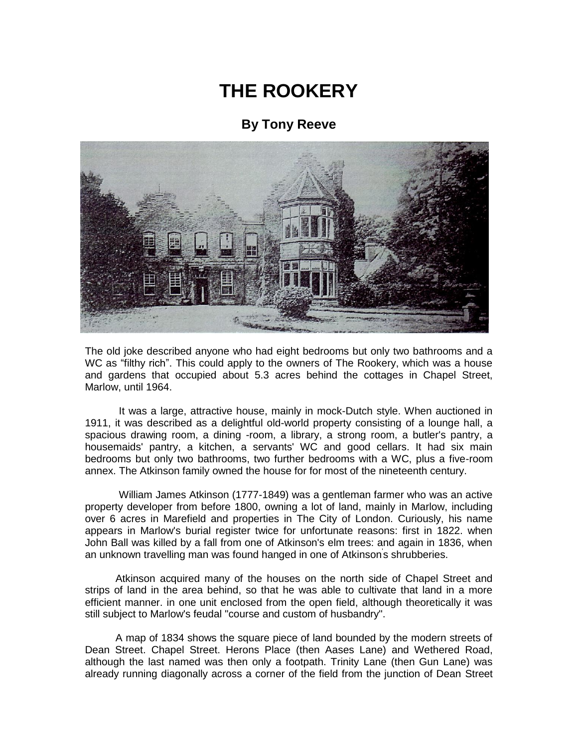# THE ROOKERY

### By Tony Reeve

The old joke described anyone who had eight bedrooms but only two bathrooms and a WC as "filthy rich". This could apply to the owners of The Rookery, which was a house and gardens that occupied about 5.3 acres behind the cottages in Chapel Street, Marlow, until 1964.

It was a large, attractive house, mainly in mock-Dutch style. When auctioned in 1911, it was described as a delightful old-world property consisting of a lounge hall, a spacious drawing room, a dining -room, a library, a strong room, a butler's pantry, a housemaids' pantry, a kitchen, a servants' WC and good cellars. It had six main bedrooms but only two bathrooms, two further bedrooms with a WC, plus a five-room annex. The Atkinson family owned the house for for most of the nineteenth century.

William James Atkinson (1777-1849) was a gentleman farmer who was an active property developer from before 1800, owning a lot of land, mainly in Marlow, including over 6 acres in Marefield and properties in The City of London. Curiously, his name appears in Marlow's burial register twice for unfortunate reasons: first in 1822. when John Ball was killed by a fall from one of Atkinson's elm trees: and again in 1836, when an unknown travelling man was found hanged in one of Atkinson's shrubberies.

Atkinson acquired many of the houses on the north side of Chapel Street and strips of land in the area behind, so that he was able to cultivate that land in a more efficient manner. in one unit enclosed from the open field, although theoretically it was still subject to Marlow's feudal "course and custom of husbandry".

A map of 1834 shows the square piece of land bounded by the modern streets of Dean Street. Chapel Street. Herons Place (then Aases Lane) and Wethered Road, although the last named was then only a footpath. Trinity Lane (then Gun Lane) was already running diagonally across a corner of the field from the junction of Dean Street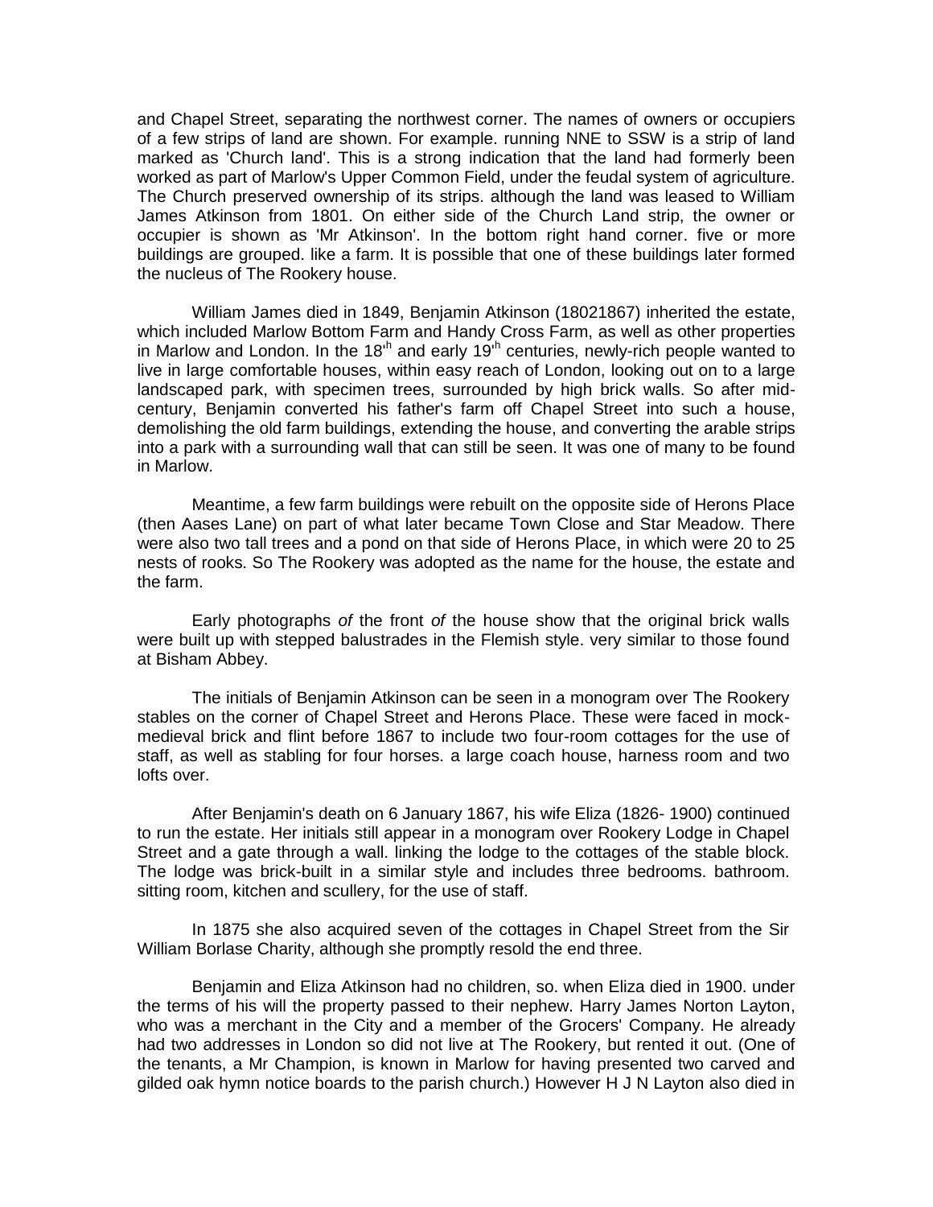and Chapel Street, separating the northwest corner. The names of owners or occupiers of a few strips of land are shown. For example. running NNE to SSW is a strip of land marked as 'Church land'. This is a strong indication that the land had formerly been worked as part of Marlow's Upper Common Field, under the feudal system of agriculture. The Church preserved ownership of its strips. although the land was leased to William James Atkinson from 1801. On either side of the Church Land strip, the owner or occupier is shown as 'Mr Atkinson'. In the bottom right hand corner. five or more buildings are grouped. like a farm. It is possible that one of these buildings later formed the nucleus of The Rookery house.

William James died in 1849, Benjamin Atkinson (18021867) inherited the estate, which included Marlow Bottom Farm and Handy Cross Farm, as well as other properties in Marlow and London. In the 18'h and early 19'h centuries, newly-rich people wanted to live in large comfortable houses, within easy reach of London, looking out on to a large landscaped park, with specimen trees, surrounded by high brick walls. So after mid-century, Benjamin converted his father's farm off Chapel Street into such a house, demolishing the old farm buildings, extending the house, and converting the arable strips into a park with a surrounding wall that can still be seen. It was one of many to be found in Marlow.

Meantime, a few farm buildings were rebuilt on the opposite side of Herons Place (then Aases Lane) on part of what later became Town Close and Star Meadow. There were also two tall trees and a pond on that side of Herons Place, in which were 20 to 25 nests of rooks. So The Rookery was adopted as the name for the house, the estate and the farm.

Early photographs *of* the front *of* the house show that the original brick walls were built up with stepped balustrades in the Flemish style. very similar to those found at Bisham Abbey.

The initials of Benjamin Atkinson can be seen in a monogram over The Rookery stables on the corner of Chapel Street and Herons Place. These were faced in mock-medieval brick and flint before 1867 to include two four-room cottages for the use of staff, as well as stabling for four horses. a large coach house, harness room and two lofts over.

After Benjamin's death on 6 January 1867, his wife Eliza (1826- 1900) continued to run the estate. Her initials still appear in a monogram over Rookery Lodge in Chapel Street and a gate through a wall. linking the lodge to the cottages of the stable block. The lodge was brick-built in a similar style and includes three bedrooms. bathroom. sitting room, kitchen and scullery, for the use of staff.

In 1875 she also acquired seven of the cottages in Chapel Street from the Sir William Borlase Charity, although she promptly resold the end three.

Benjamin and Eliza Atkinson had no children, so. when Eliza died in 1900. under the terms of his will the property passed to their nephew. Harry James Norton Layton, who was a merchant in the City and a member of the Grocers' Company. He already had two addresses in London so did not live at The Rookery, but rented it out. (One of the tenants, a Mr Champion, is known in Marlow for having presented two carved and gilded oak hymn notice boards to the parish church.) However H J N Layton also died in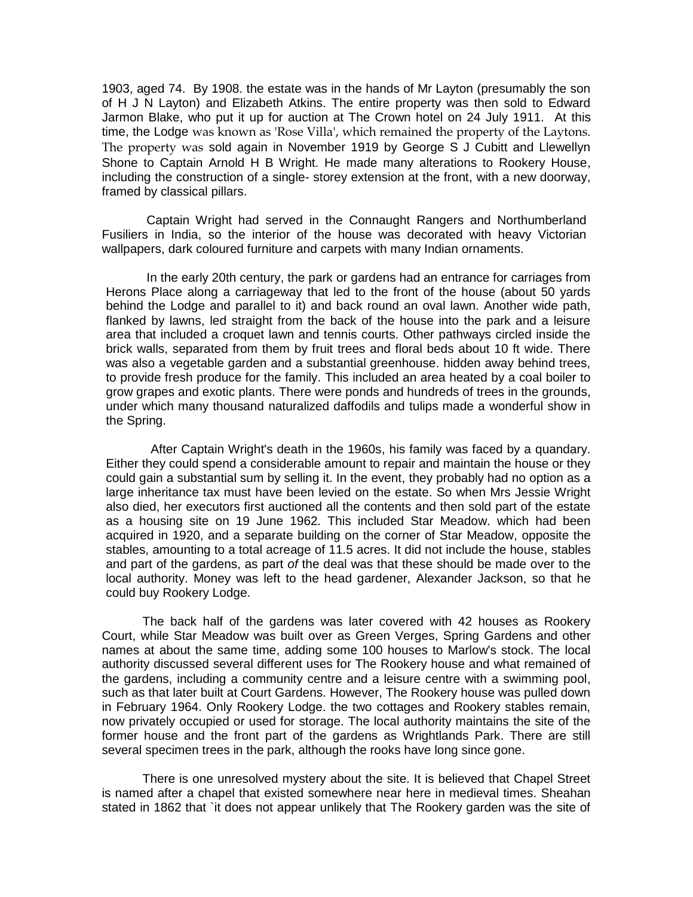1903, aged 74. By 1908. the estate was in the hands of Mr Layton (presumably the son of H J N Layton) and Elizabeth Atkins. The entire property was then sold to Edward Jarmon Blake, who put it up for auction at The Crown hotel on 24 July 1911. At this time, the Lodge was known as 'Rose Villa', which remained the property of the Laytons. The property was sold again in November 1919 by George S J Cubitt and Llewellyn Shone to Captain Arnold H B Wright. He made many alterations to Rookery House, including the construction of a single- storey extension at the front, with a new doorway, framed by classical pillars.

Captain Wright had served in the Connaught Rangers and Northumberland Fusiliers in India, so the interior of the house was decorated with heavy Victorian wallpapers, dark coloured furniture and carpets with many Indian ornaments.

In the early 20th century, the park or gardens had an entrance for carriages from Herons Place along a carriageway that led to the front of the house (about 50 yards behind the Lodge and parallel to it) and back round an oval lawn. Another wide path, flanked by lawns, led straight from the back of the house into the park and a leisure area that included a croquet lawn and tennis courts. Other pathways circled inside the brick walls, separated from them by fruit trees and floral beds about 10 ft wide. There was also a vegetable garden and a substantial greenhouse. hidden away behind trees, to provide fresh produce for the family. This included an area heated by a coal boiler to grow grapes and exotic plants. There were ponds and hundreds of trees in the grounds, under which many thousand naturalized daffodils and tulips made a wonderful show in the Spring.

After Captain Wright's death in the 1960s, his family was faced by a quandary. Either they could spend a considerable amount to repair and maintain the house or they could gain a substantial sum by selling it. In the event, they probably had no option as a large inheritance tax must have been levied on the estate. So when Mrs Jessie Wright also died, her executors first auctioned all the contents and then sold part of the estate as a housing site on 19 June 1962. This included Star Meadow. which had been acquired in 1920, and a separate building on the corner of Star Meadow, opposite the stables, amounting to a total acreage of 11.5 acres. It did not include the house, stables and part of the gardens, as part *of* the deal was that these should be made over to the local authority. Money was left to the head gardener, Alexander Jackson, so that he could buy Rookery Lodge.

The back half of the gardens was later covered with 42 houses as Rookery Court, while Star Meadow was built over as Green Verges, Spring Gardens and other names at about the same time, adding some 100 houses to Marlow's stock. The local authority discussed several different uses for The Rookery house and what remained of the gardens, including a community centre and a leisure centre with a swimming pool, such as that later built at Court Gardens. However, The Rookery house was pulled down in February 1964. Only Rookery Lodge. the two cottages and Rookery stables remain, now privately occupied or used for storage. The local authority maintains the site of the former house and the front part of the gardens as Wrightlands Park. There are still several specimen trees in the park, although the rooks have long since gone.

There is one unresolved mystery about the site. It is believed that Chapel Street is named after a chapel that existed somewhere near here in medieval times. Sheahan stated in 1862 that `it does not appear unlikely that The Rookery garden was the site of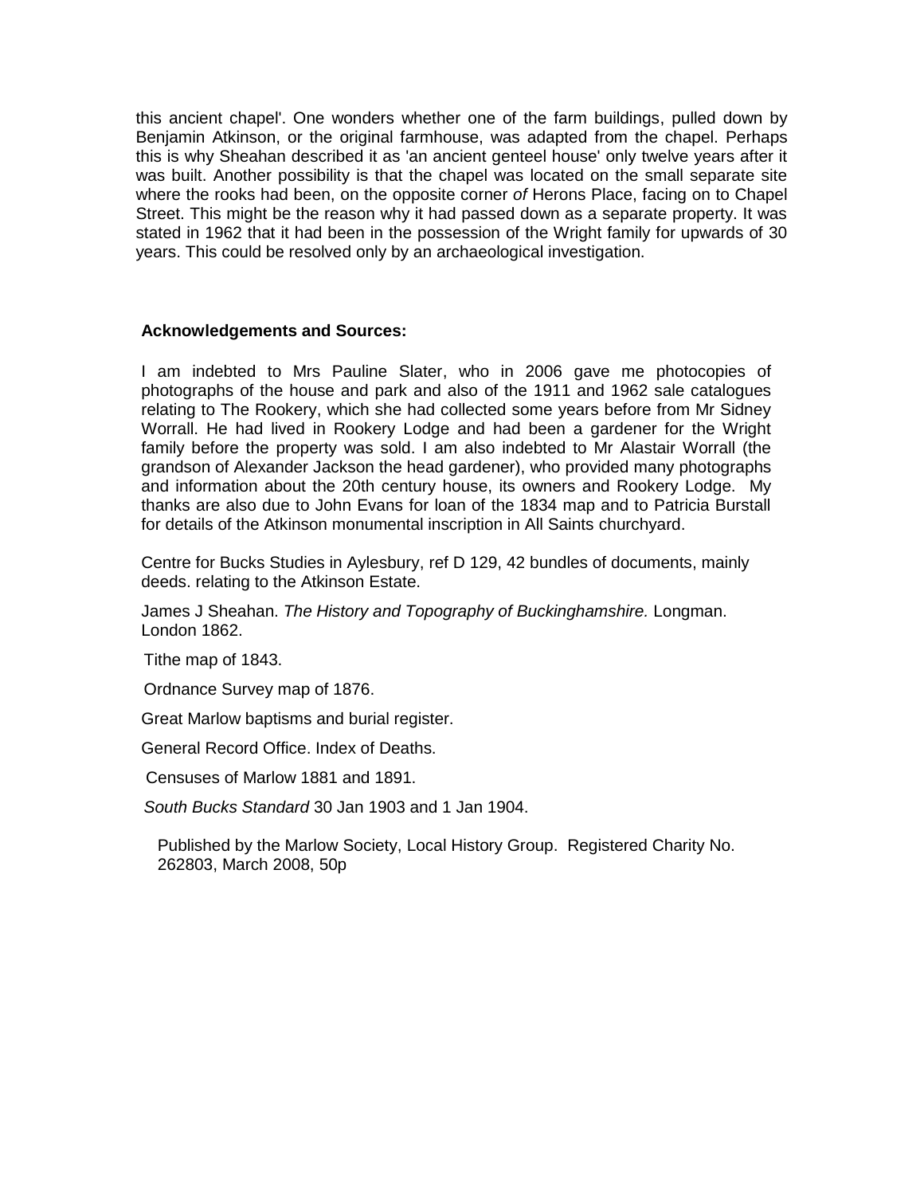this ancient chapel'. One wonders whether one of the farm buildings, pulled down by Benjamin Atkinson, or the original farmhouse, was adapted from the chapel. Perhaps this is why Sheahan described it as 'an ancient genteel house' only twelve years after it was built. Another possibility is that the chapel was located on the small separate site where the rooks had been, on the opposite corner *of* Herons Place, facing on to Chapel Street. This might be the reason why it had passed down as a separate property. It was stated in 1962 that it had been in the possession of the Wright family for upwards of 30 years. This could be resolved only by an archaeological investigation.

**Acknowledgements and Sources:**

I am indebted to Mrs Pauline Slater, who in 2006 gave me photocopies of photographs of the house and park and also of the 1911 and 1962 sale catalogues relating to The Rookery, which she had collected some years before from Mr Sidney Worrall. He had lived in Rookery Lodge and had been a gardener for the Wright family before the property was sold. I am also indebted to Mr Alastair Worrall (the grandson of Alexander Jackson the head gardener), who provided many photographs and information about the 20th century house, its owners and Rookery Lodge. My thanks are also due to John Evans for loan of the 1834 map and to Patricia Burstall for details of the Atkinson monumental inscription in All Saints churchyard.

Centre for Bucks Studies in Aylesbury, ref D 129, 42 bundles of documents, mainly deeds. relating to the Atkinson Estate.

James J Sheahan. *The History and Topography of Buckinghamshire.* Longman. London 1862.

Tithe map of 1843.

Ordnance Survey map of 1876.

Great Marlow baptisms and burial register.

General Record Office. Index of Deaths.

Censuses of Marlow 1881 and 1891.

*South Bucks Standard* 30 Jan 1903 and 1 Jan 1904.

Published by the Marlow Society, Local History Group. Registered Charity No. 262803, March 2008, 50p